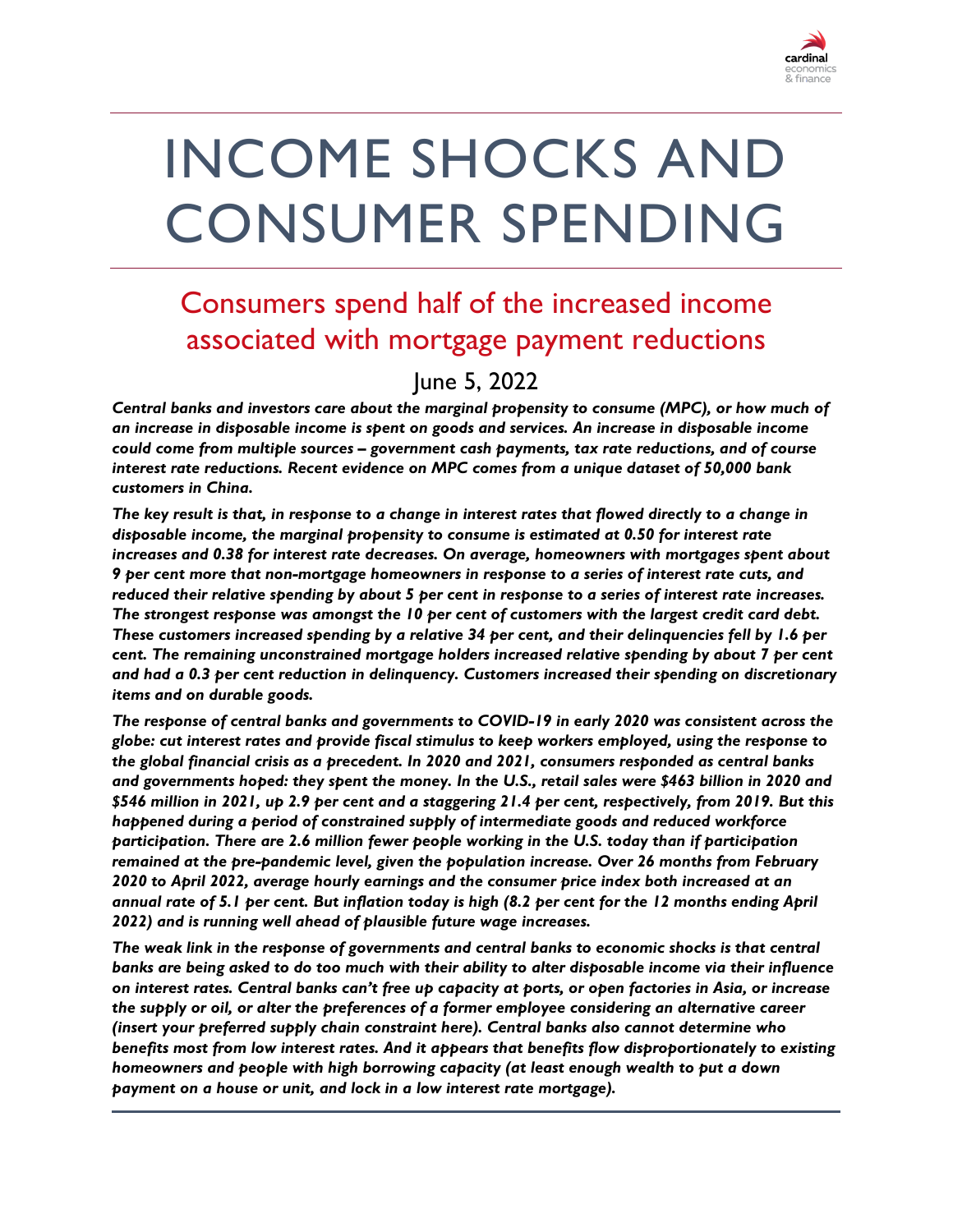# INCOME SHOCKS AND CONSUMER SPENDING

## Consumers spend half of the increased income associated with mortgage payment reductions

June 5, 2022

***Central banks and investors care about the marginal propensity to consume (MPC), or how much of an increase in disposable income is spent on goods and services. An increase in disposable income could come from multiple sources – government cash payments, tax rate reductions, and of course interest rate reductions. Recent evidence on MPC comes from a unique dataset of 50,000 bank customers in China.***

***The key result is that, in response to a change in interest rates that flowed directly to a change in disposable income, the marginal propensity to consume is estimated at 0.50 for interest rate increases and 0.38 for interest rate decreases. On average, homeowners with mortgages spent about 9 per cent more that non-mortgage homeowners in response to a series of interest rate cuts, and reduced their relative spending by about 5 per cent in response to a series of interest rate increases. The strongest response was amongst the 10 per cent of customers with the largest credit card debt. These customers increased spending by a relative 34 per cent, and their delinquencies fell by 1.6 per cent. The remaining unconstrained mortgage holders increased relative spending by about 7 per cent and had a 0.3 per cent reduction in delinquency. Customers increased their spending on discretionary items and on durable goods.***

***The response of central banks and governments to COVID-19 in early 2020 was consistent across the globe: cut interest rates and provide fiscal stimulus to keep workers employed, using the response to the global financial crisis as a precedent. In 2020 and 2021, consumers responded as central banks and governments hoped: they spent the money. In the U.S., retail sales were $463 billion in 2020 and $546 million in 2021, up 2.9 per cent and a staggering 21.4 per cent, respectively, from 2019. But this happened during a period of constrained supply of intermediate goods and reduced workforce participation. There are 2.6 million fewer people working in the U.S. today than if participation remained at the pre-pandemic level, given the population increase. Over 26 months from February 2020 to April 2022, average hourly earnings and the consumer price index both increased at an annual rate of 5.1 per cent. But inflation today is high (8.2 per cent for the 12 months ending April 2022) and is running well ahead of plausible future wage increases.***

***The weak link in the response of governments and central banks to economic shocks is that central banks are being asked to do too much with their ability to alter disposable income via their influence on interest rates. Central banks can't free up capacity at ports, or open factories in Asia, or increase the supply or oil, or alter the preferences of a former employee considering an alternative career (insert your preferred supply chain constraint here). Central banks also cannot determine who benefits most from low interest rates. And it appears that benefits flow disproportionately to existing homeowners and people with high borrowing capacity (at least enough wealth to put a down payment on a house or unit, and lock in a low interest rate mortgage).***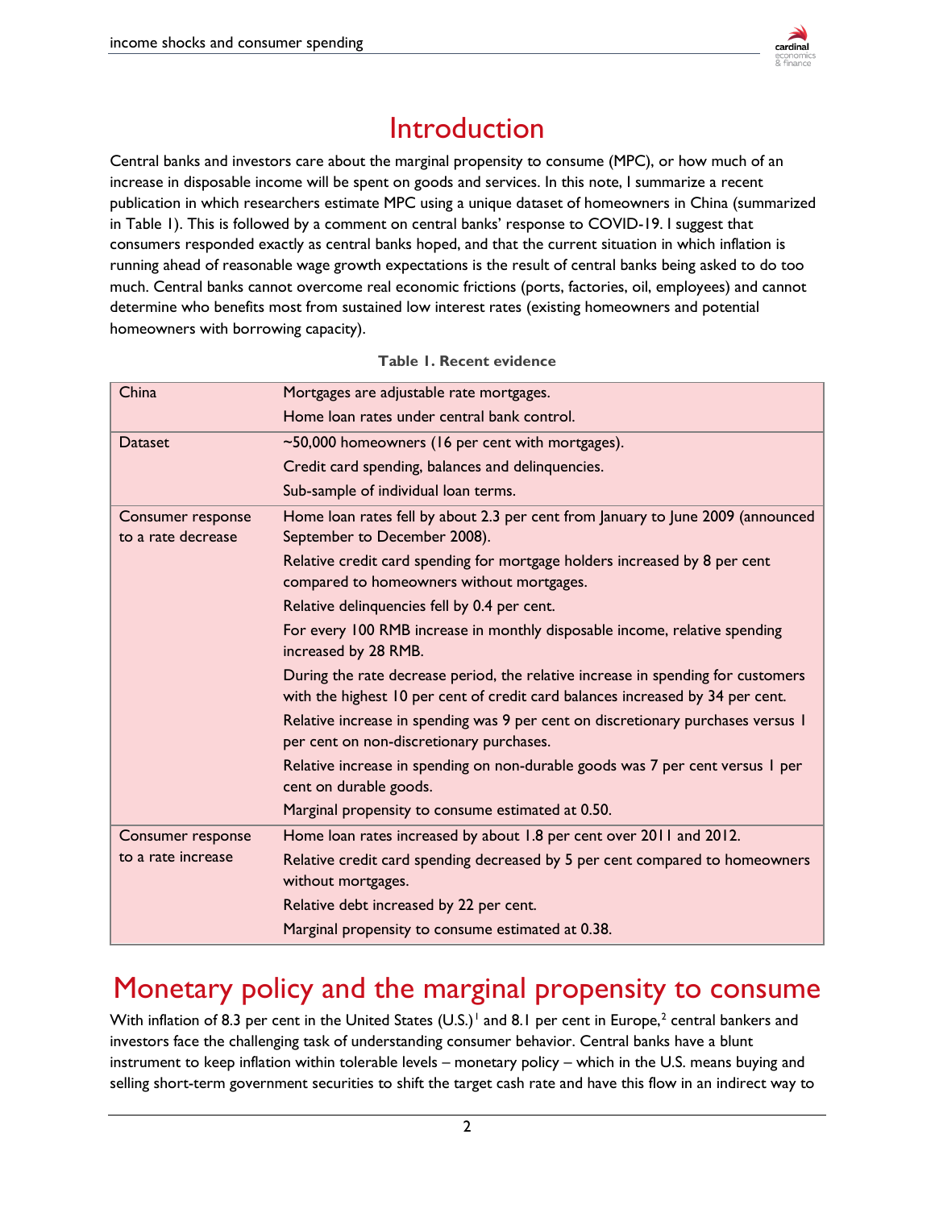# Introduction

Central banks and investors care about the marginal propensity to consume (MPC), or how much of an increase in disposable income will be spent on goods and services. In this note, I summarize a recent publication in which researchers estimate MPC using a unique dataset of homeowners in China (summarized in Table 1). This is followed by a comment on central banks' response to COVID-19. I suggest that consumers responded exactly as central banks hoped, and that the current situation in which inflation is running ahead of reasonable wage growth expectations is the result of central banks being asked to do too much. Central banks cannot overcome real economic frictions (ports, factories, oil, employees) and cannot determine who benefits most from sustained low interest rates (existing homeowners and potential homeowners with borrowing capacity).

**Table 1. Recent evidence**

| | |
|---|---|
| China | Mortgages are adjustable rate mortgages.<br>Home loan rates under central bank control. |
| Dataset | ~50,000 homeowners (16 per cent with mortgages).<br>Credit card spending, balances and delinquencies.<br>Sub-sample of individual loan terms. |
| Consumer response to a rate decrease | Home loan rates fell by about 2.3 per cent from January to June 2009 (announced September to December 2008).<br>Relative credit card spending for mortgage holders increased by 8 per cent compared to homeowners without mortgages.<br>Relative delinquencies fell by 0.4 per cent.<br>For every 100 RMB increase in monthly disposable income, relative spending increased by 28 RMB.<br>During the rate decrease period, the relative increase in spending for customers with the highest 10 per cent of credit card balances increased by 34 per cent.<br>Relative increase in spending was 9 per cent on discretionary purchases versus 1 per cent on non-discretionary purchases.<br>Relative increase in spending on non-durable goods was 7 per cent versus 1 per cent on durable goods.<br>Marginal propensity to consume estimated at 0.50. |
| Consumer response to a rate increase | Home loan rates increased by about 1.8 per cent over 2011 and 2012.<br>Relative credit card spending decreased by 5 per cent compared to homeowners without mortgages.<br>Relative debt increased by 22 per cent.<br>Marginal propensity to consume estimated at 0.38. |

# Monetary policy and the marginal propensity to consume

With inflation of 8.3 per cent in the United States (U.S.)[1] and 8.1 per cent in Europe,[2] central bankers and investors face the challenging task of understanding consumer behavior. Central banks have a blunt instrument to keep inflation within tolerable levels – monetary policy – which in the U.S. means buying and selling short-term government securities to shift the target cash rate and have this flow in an indirect way to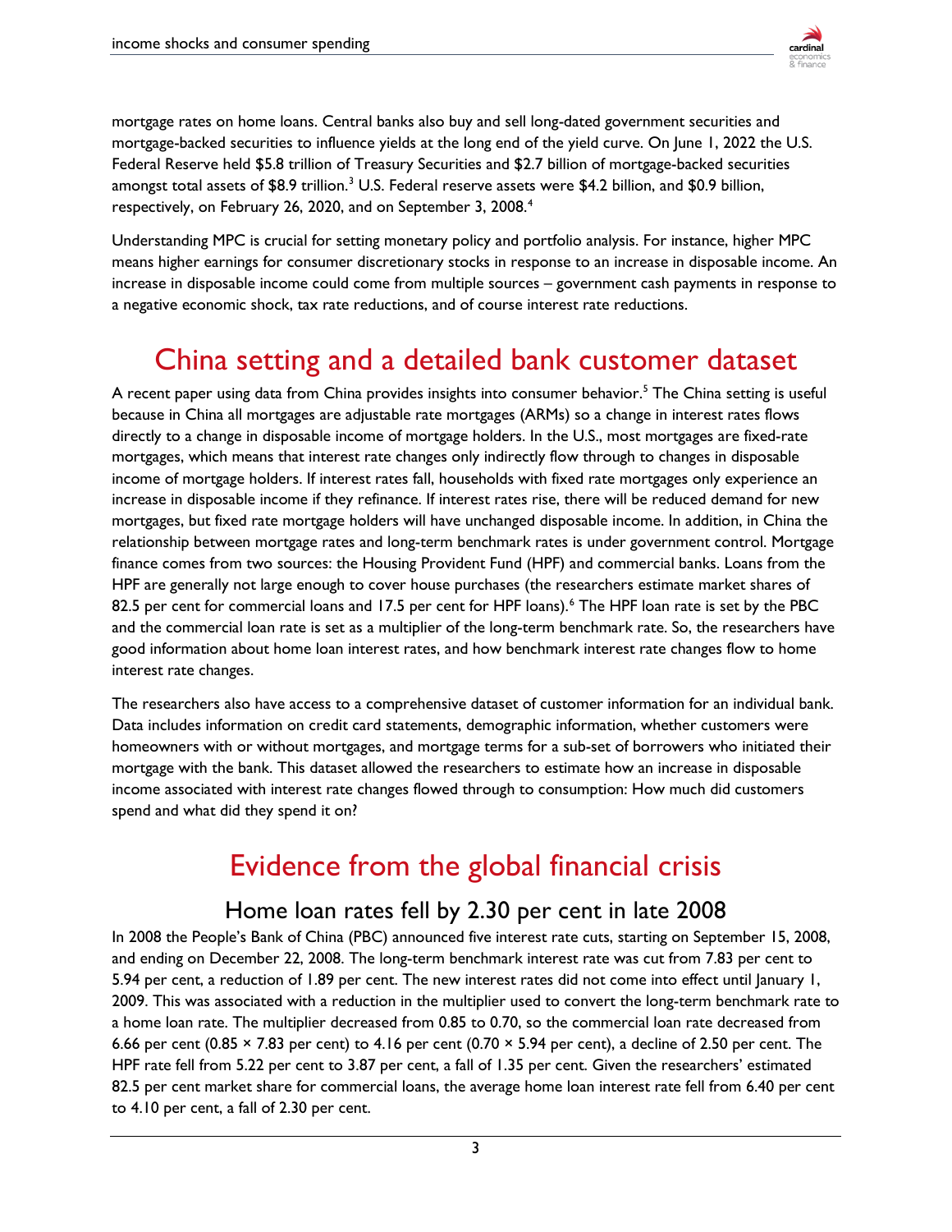mortgage rates on home loans. Central banks also buy and sell long-dated government securities and mortgage-backed securities to influence yields at the long end of the yield curve. On June 1, 2022 the U.S. Federal Reserve held $5.8 trillion of Treasury Securities and $2.7 billion of mortgage-backed securities amongst total assets of $8.9 trillion.[3] U.S. Federal reserve assets were $4.2 billion, and $0.9 billion, respectively, on February 26, 2020, and on September 3, 2008.[4]

Understanding MPC is crucial for setting monetary policy and portfolio analysis. For instance, higher MPC means higher earnings for consumer discretionary stocks in response to an increase in disposable income. An increase in disposable income could come from multiple sources – government cash payments in response to a negative economic shock, tax rate reductions, and of course interest rate reductions.

# China setting and a detailed bank customer dataset

A recent paper using data from China provides insights into consumer behavior.[5] The China setting is useful because in China all mortgages are adjustable rate mortgages (ARMs) so a change in interest rates flows directly to a change in disposable income of mortgage holders. In the U.S., most mortgages are fixed-rate mortgages, which means that interest rate changes only indirectly flow through to changes in disposable income of mortgage holders. If interest rates fall, households with fixed rate mortgages only experience an increase in disposable income if they refinance. If interest rates rise, there will be reduced demand for new mortgages, but fixed rate mortgage holders will have unchanged disposable income. In addition, in China the relationship between mortgage rates and long-term benchmark rates is under government control. Mortgage finance comes from two sources: the Housing Provident Fund (HPF) and commercial banks. Loans from the HPF are generally not large enough to cover house purchases (the researchers estimate market shares of 82.5 per cent for commercial loans and 17.5 per cent for HPF loans).[6] The HPF loan rate is set by the PBC and the commercial loan rate is set as a multiplier of the long-term benchmark rate. So, the researchers have good information about home loan interest rates, and how benchmark interest rate changes flow to home interest rate changes.

The researchers also have access to a comprehensive dataset of customer information for an individual bank. Data includes information on credit card statements, demographic information, whether customers were homeowners with or without mortgages, and mortgage terms for a sub-set of borrowers who initiated their mortgage with the bank. This dataset allowed the researchers to estimate how an increase in disposable income associated with interest rate changes flowed through to consumption: How much did customers spend and what did they spend it on?

# Evidence from the global financial crisis

## Home loan rates fell by 2.30 per cent in late 2008

In 2008 the People's Bank of China (PBC) announced five interest rate cuts, starting on September 15, 2008, and ending on December 22, 2008. The long-term benchmark interest rate was cut from 7.83 per cent to 5.94 per cent, a reduction of 1.89 per cent. The new interest rates did not come into effect until January 1, 2009. This was associated with a reduction in the multiplier used to convert the long-term benchmark rate to a home loan rate. The multiplier decreased from 0.85 to 0.70, so the commercial loan rate decreased from 6.66 per cent (0.85 × 7.83 per cent) to 4.16 per cent (0.70 × 5.94 per cent), a decline of 2.50 per cent. The HPF rate fell from 5.22 per cent to 3.87 per cent, a fall of 1.35 per cent. Given the researchers' estimated 82.5 per cent market share for commercial loans, the average home loan interest rate fell from 6.40 per cent to 4.10 per cent, a fall of 2.30 per cent.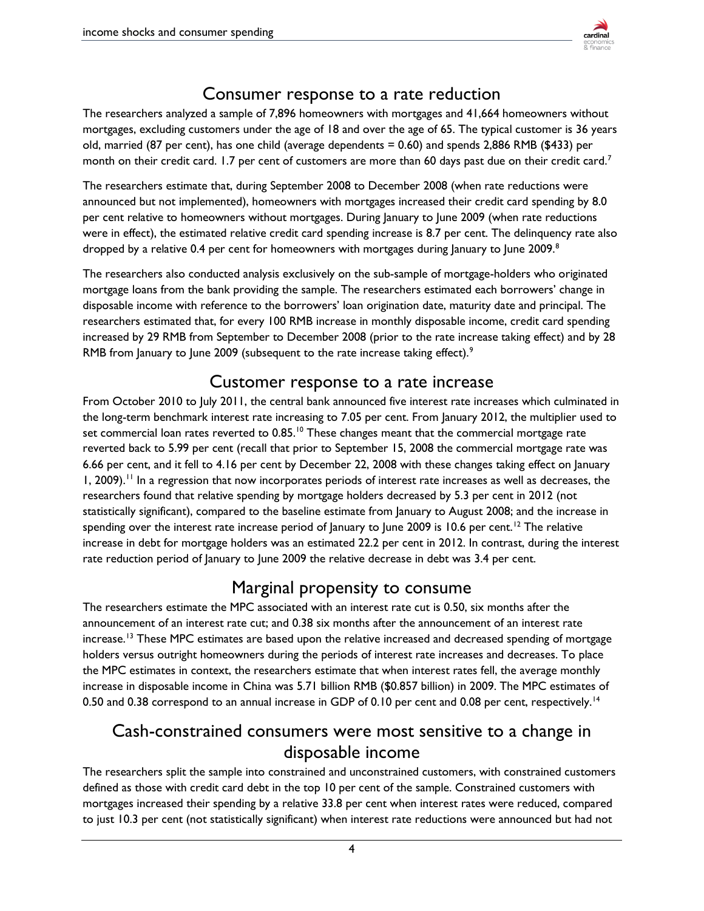## Consumer response to a rate reduction

The researchers analyzed a sample of 7,896 homeowners with mortgages and 41,664 homeowners without mortgages, excluding customers under the age of 18 and over the age of 65. The typical customer is 36 years old, married (87 per cent), has one child (average dependents = 0.60) and spends 2,886 RMB ($433) per month on their credit card. 1.7 per cent of customers are more than 60 days past due on their credit card.[7]

The researchers estimate that, during September 2008 to December 2008 (when rate reductions were announced but not implemented), homeowners with mortgages increased their credit card spending by 8.0 per cent relative to homeowners without mortgages. During January to June 2009 (when rate reductions were in effect), the estimated relative credit card spending increase is 8.7 per cent. The delinquency rate also dropped by a relative 0.4 per cent for homeowners with mortgages during January to June 2009.[8]

The researchers also conducted analysis exclusively on the sub-sample of mortgage-holders who originated mortgage loans from the bank providing the sample. The researchers estimated each borrowers' change in disposable income with reference to the borrowers' loan origination date, maturity date and principal. The researchers estimated that, for every 100 RMB increase in monthly disposable income, credit card spending increased by 29 RMB from September to December 2008 (prior to the rate increase taking effect) and by 28 RMB from January to June 2009 (subsequent to the rate increase taking effect).[9]

## Customer response to a rate increase

From October 2010 to July 2011, the central bank announced five interest rate increases which culminated in the long-term benchmark interest rate increasing to 7.05 per cent. From January 2012, the multiplier used to set commercial loan rates reverted to 0.85.[10] These changes meant that the commercial mortgage rate reverted back to 5.99 per cent (recall that prior to September 15, 2008 the commercial mortgage rate was 6.66 per cent, and it fell to 4.16 per cent by December 22, 2008 with these changes taking effect on January 1, 2009).[11] In a regression that now incorporates periods of interest rate increases as well as decreases, the researchers found that relative spending by mortgage holders decreased by 5.3 per cent in 2012 (not statistically significant), compared to the baseline estimate from January to August 2008; and the increase in spending over the interest rate increase period of January to June 2009 is 10.6 per cent.[12] The relative increase in debt for mortgage holders was an estimated 22.2 per cent in 2012. In contrast, during the interest rate reduction period of January to June 2009 the relative decrease in debt was 3.4 per cent.

## Marginal propensity to consume

The researchers estimate the MPC associated with an interest rate cut is 0.50, six months after the announcement of an interest rate cut; and 0.38 six months after the announcement of an interest rate increase.[13] These MPC estimates are based upon the relative increased and decreased spending of mortgage holders versus outright homeowners during the periods of interest rate increases and decreases. To place the MPC estimates in context, the researchers estimate that when interest rates fell, the average monthly increase in disposable income in China was 5.71 billion RMB ($0.857 billion) in 2009. The MPC estimates of 0.50 and 0.38 correspond to an annual increase in GDP of 0.10 per cent and 0.08 per cent, respectively.[14]

## Cash-constrained consumers were most sensitive to a change in disposable income

The researchers split the sample into constrained and unconstrained customers, with constrained customers defined as those with credit card debt in the top 10 per cent of the sample. Constrained customers with mortgages increased their spending by a relative 33.8 per cent when interest rates were reduced, compared to just 10.3 per cent (not statistically significant) when interest rate reductions were announced but had not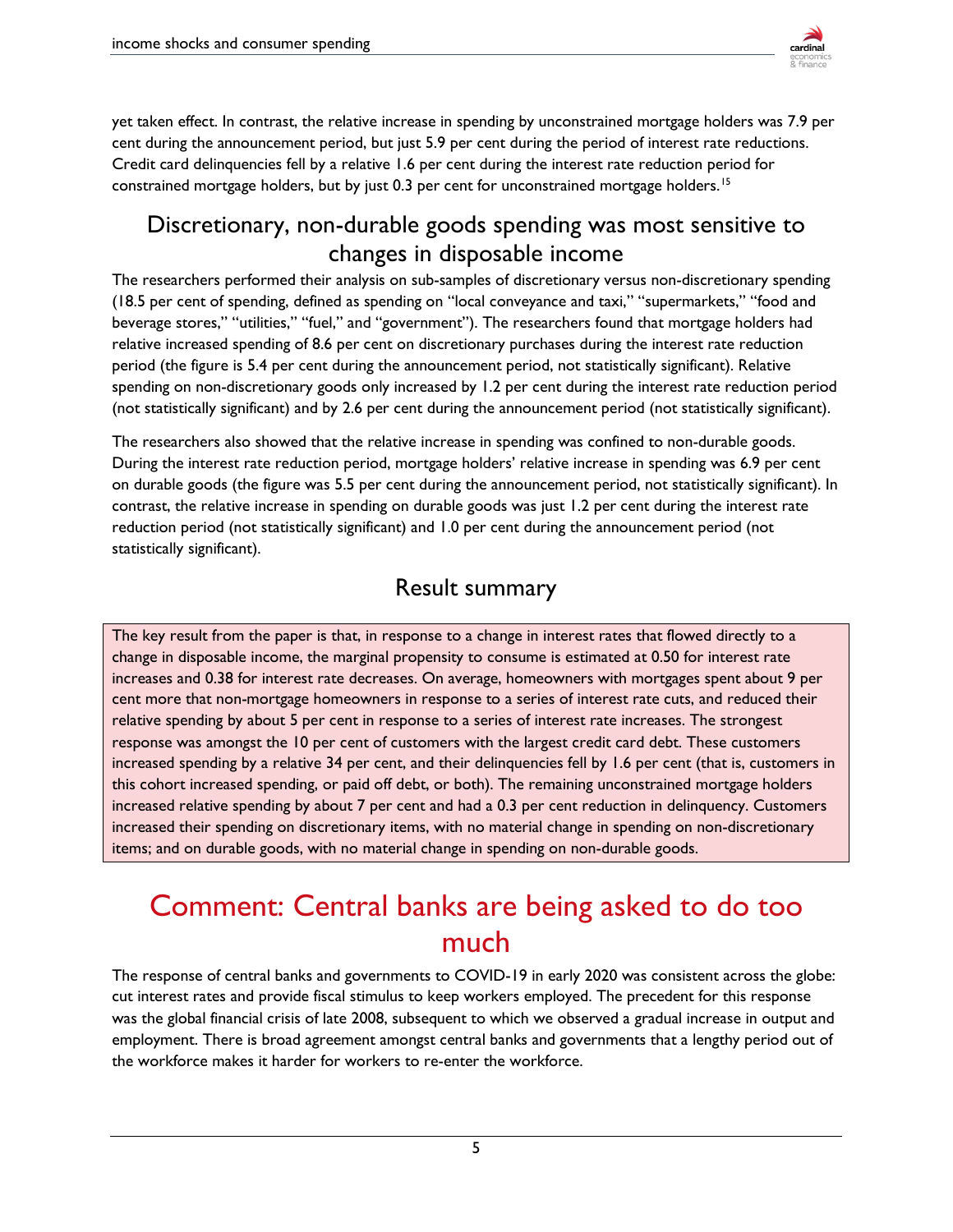yet taken effect. In contrast, the relative increase in spending by unconstrained mortgage holders was 7.9 per cent during the announcement period, but just 5.9 per cent during the period of interest rate reductions. Credit card delinquencies fell by a relative 1.6 per cent during the interest rate reduction period for constrained mortgage holders, but by just 0.3 per cent for unconstrained mortgage holders.[15]

## Discretionary, non-durable goods spending was most sensitive to changes in disposable income

The researchers performed their analysis on sub-samples of discretionary versus non-discretionary spending (18.5 per cent of spending, defined as spending on "local conveyance and taxi," "supermarkets," "food and beverage stores," "utilities," "fuel," and "government"). The researchers found that mortgage holders had relative increased spending of 8.6 per cent on discretionary purchases during the interest rate reduction period (the figure is 5.4 per cent during the announcement period, not statistically significant). Relative spending on non-discretionary goods only increased by 1.2 per cent during the interest rate reduction period (not statistically significant) and by 2.6 per cent during the announcement period (not statistically significant).

The researchers also showed that the relative increase in spending was confined to non-durable goods. During the interest rate reduction period, mortgage holders' relative increase in spending was 6.9 per cent on durable goods (the figure was 5.5 per cent during the announcement period, not statistically significant). In contrast, the relative increase in spending on durable goods was just 1.2 per cent during the interest rate reduction period (not statistically significant) and 1.0 per cent during the announcement period (not statistically significant).

## Result summary

The key result from the paper is that, in response to a change in interest rates that flowed directly to a change in disposable income, the marginal propensity to consume is estimated at 0.50 for interest rate increases and 0.38 for interest rate decreases. On average, homeowners with mortgages spent about 9 per cent more that non-mortgage homeowners in response to a series of interest rate cuts, and reduced their relative spending by about 5 per cent in response to a series of interest rate increases. The strongest response was amongst the 10 per cent of customers with the largest credit card debt. These customers increased spending by a relative 34 per cent, and their delinquencies fell by 1.6 per cent (that is, customers in this cohort increased spending, or paid off debt, or both). The remaining unconstrained mortgage holders increased relative spending by about 7 per cent and had a 0.3 per cent reduction in delinquency. Customers increased their spending on discretionary items, with no material change in spending on non-discretionary items; and on durable goods, with no material change in spending on non-durable goods.

# Comment: Central banks are being asked to do too much

The response of central banks and governments to COVID-19 in early 2020 was consistent across the globe: cut interest rates and provide fiscal stimulus to keep workers employed. The precedent for this response was the global financial crisis of late 2008, subsequent to which we observed a gradual increase in output and employment. There is broad agreement amongst central banks and governments that a lengthy period out of the workforce makes it harder for workers to re-enter the workforce.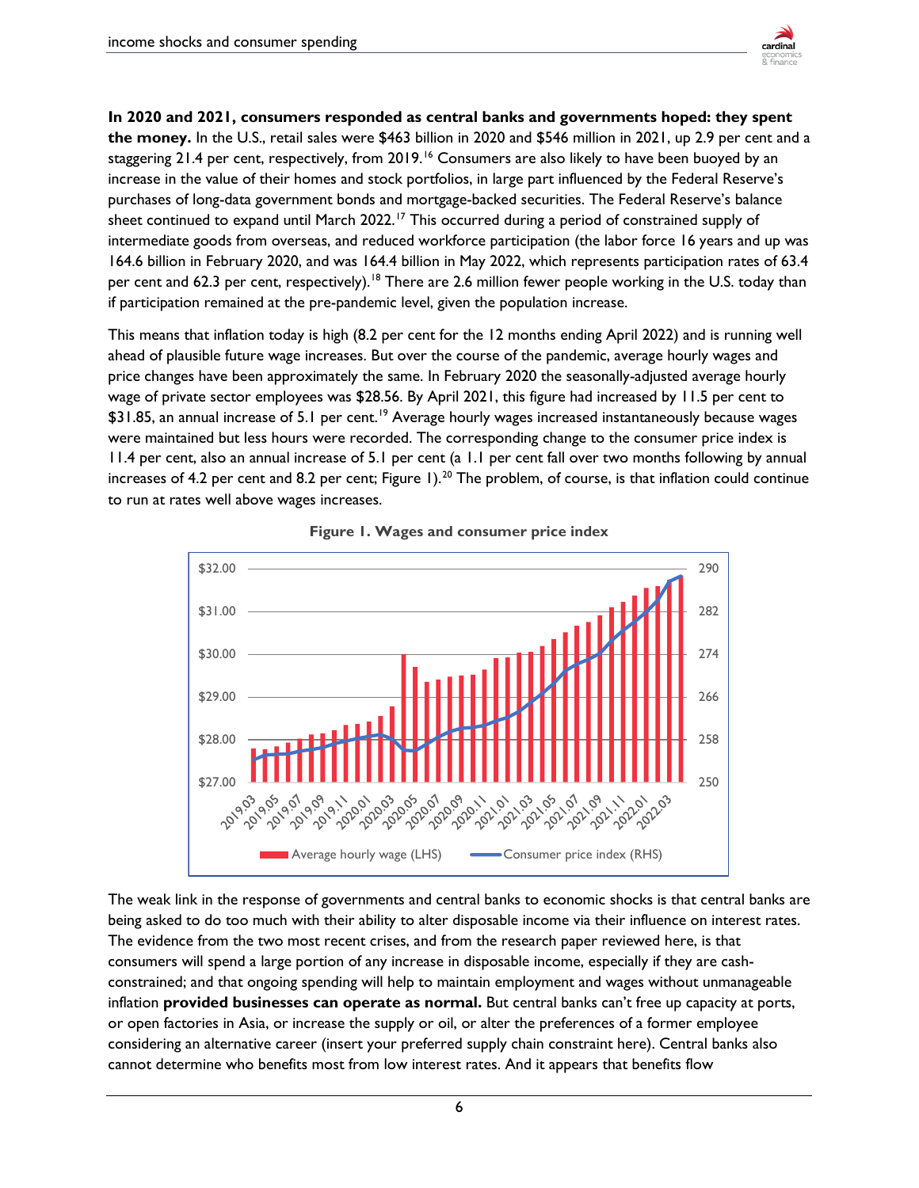**In 2020 and 2021, consumers responded as central banks and governments hoped: they spent the money.** In the U.S., retail sales were $463 billion in 2020 and $546 million in 2021, up 2.9 per cent and a staggering 21.4 per cent, respectively, from 2019.[16] Consumers are also likely to have been buoyed by an increase in the value of their homes and stock portfolios, in large part influenced by the Federal Reserve's purchases of long-data government bonds and mortgage-backed securities. The Federal Reserve's balance sheet continued to expand until March 2022.[17] This occurred during a period of constrained supply of intermediate goods from overseas, and reduced workforce participation (the labor force 16 years and up was 164.6 billion in February 2020, and was 164.4 billion in May 2022, which represents participation rates of 63.4 per cent and 62.3 per cent, respectively).[18] There are 2.6 million fewer people working in the U.S. today than if participation remained at the pre-pandemic level, given the population increase.

This means that inflation today is high (8.2 per cent for the 12 months ending April 2022) and is running well ahead of plausible future wage increases. But over the course of the pandemic, average hourly wages and price changes have been approximately the same. In February 2020 the seasonally-adjusted average hourly wage of private sector employees was $28.56. By April 2021, this figure had increased by 11.5 per cent to $31.85, an annual increase of 5.1 per cent.[19] Average hourly wages increased instantaneously because wages were maintained but less hours were recorded. The corresponding change to the consumer price index is 11.4 per cent, also an annual increase of 5.1 per cent (a 1.1 per cent fall over two months following by annual increases of 4.2 per cent and 8.2 per cent; Figure 1).[20] The problem, of course, is that inflation could continue to run at rates well above wages increases.

**Figure 1. Wages and consumer price index**

The weak link in the response of governments and central banks to economic shocks is that central banks are being asked to do too much with their ability to alter disposable income via their influence on interest rates. The evidence from the two most recent crises, and from the research paper reviewed here, is that consumers will spend a large portion of any increase in disposable income, especially if they are cash-constrained; and that ongoing spending will help to maintain employment and wages without unmanageable inflation **provided businesses can operate as normal.** But central banks can't free up capacity at ports, or open factories in Asia, or increase the supply or oil, or alter the preferences of a former employee considering an alternative career (insert your preferred supply chain constraint here). Central banks also cannot determine who benefits most from low interest rates. And it appears that benefits flow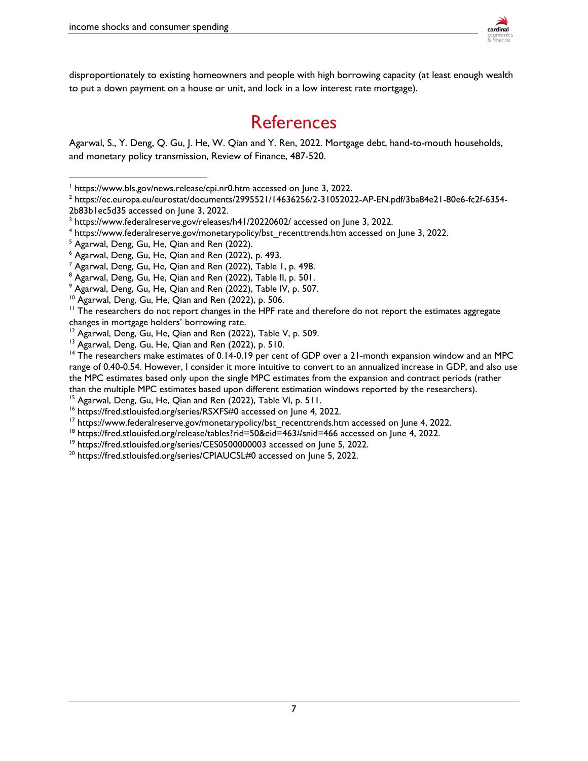disproportionately to existing homeowners and people with high borrowing capacity (at least enough wealth to put a down payment on a house or unit, and lock in a low interest rate mortgage).

# References

Agarwal, S., Y. Deng, Q. Gu, J. He, W. Qian and Y. Ren, 2022. Mortgage debt, hand-to-mouth households, and monetary policy transmission, Review of Finance, 487-520.

---

[1] https://www.bls.gov/news.release/cpi.nr0.htm accessed on June 3, 2022.

[2] https://ec.europa.eu/eurostat/documents/2995521/14636256/2-31052022-AP-EN.pdf/3ba84e21-80e6-fc2f-6354-2b83b1ec5d35 accessed on June 3, 2022.

[3] https://www.federalreserve.gov/releases/h41/20220602/ accessed on June 3, 2022.

[4] https://www.federalreserve.gov/monetarypolicy/bst_recenttrends.htm accessed on June 3, 2022.

[5] Agarwal, Deng, Gu, He, Qian and Ren (2022).

[6] Agarwal, Deng, Gu, He, Qian and Ren (2022), p. 493.

[7] Agarwal, Deng, Gu, He, Qian and Ren (2022), Table I, p. 498.

[8] Agarwal, Deng, Gu, He, Qian and Ren (2022), Table II, p. 501.

[9] Agarwal, Deng, Gu, He, Qian and Ren (2022), Table IV, p. 507.

[10] Agarwal, Deng, Gu, He, Qian and Ren (2022), p. 506.

[11] The researchers do not report changes in the HPF rate and therefore do not report the estimates aggregate changes in mortgage holders' borrowing rate.

[12] Agarwal, Deng, Gu, He, Qian and Ren (2022), Table V, p. 509.

[13] Agarwal, Deng, Gu, He, Qian and Ren (2022), p. 510.

[14] The researchers make estimates of 0.14-0.19 per cent of GDP over a 21-month expansion window and an MPC range of 0.40-0.54. However, I consider it more intuitive to convert to an annualized increase in GDP, and also use the MPC estimates based only upon the single MPC estimates from the expansion and contract periods (rather than the multiple MPC estimates based upon different estimation windows reported by the researchers).

[15] Agarwal, Deng, Gu, He, Qian and Ren (2022), Table VI, p. 511.

[16] https://fred.stlouisfed.org/series/RSXFS#0 accessed on June 4, 2022.

[17] https://www.federalreserve.gov/monetarypolicy/bst_recenttrends.htm accessed on June 4, 2022.

[18] https://fred.stlouisfed.org/release/tables?rid=50&eid=463#snid=466 accessed on June 4, 2022.

[19] https://fred.stlouisfed.org/series/CES0500000003 accessed on June 5, 2022.

[20] https://fred.stlouisfed.org/series/CPIAUCSL#0 accessed on June 5, 2022.